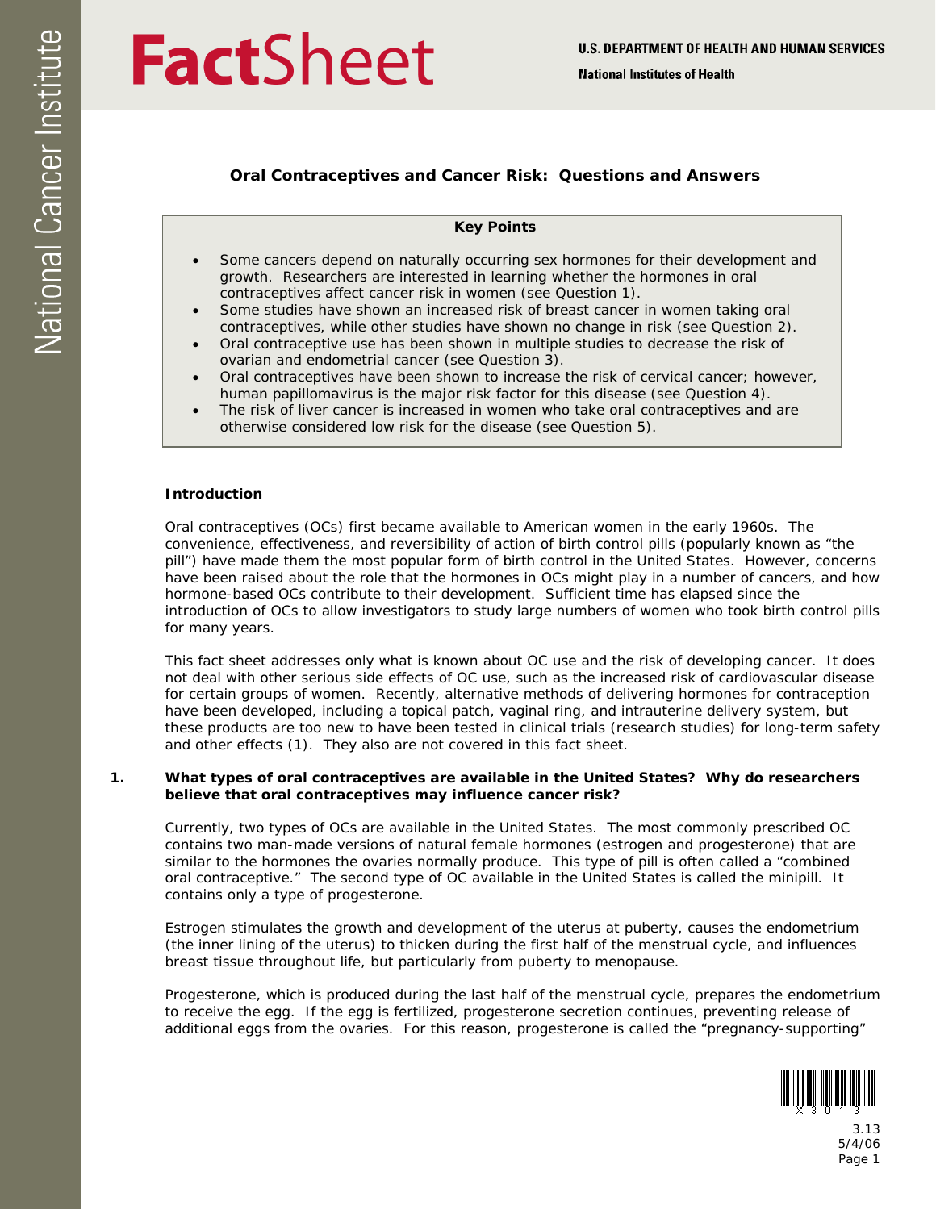# FactSheet

U.S. DEPARTMENT OF HEALTH AND HUMAN SERVICES

National Institutes of Health

National Cancer Institute

## Oral Contraceptives and Cancer Risk: Questions and Answers

**Key Points**

- Some cancers depend on naturally occurring sex hormones for their development and growth. Researchers are interested in learning whether the hormones in oral contraceptives affect cancer risk in women (see Question 1).
- Some studies have shown an increased risk of breast cancer in women taking oral contraceptives, while other studies have shown no change in risk (see Question 2).
- Oral contraceptive use has been shown in multiple studies to decrease the risk of ovarian and endometrial cancer (see Question 3).
- Oral contraceptives have been shown to increase the risk of cervical cancer; however, human papillomavirus is the major risk factor for this disease (see Question 4).
- The risk of liver cancer is increased in women who take oral contraceptives and are otherwise considered low risk for the disease (see Question 5).

### Introduction

Oral contraceptives (OCs) first became available to American women in the early 1960s. The convenience, effectiveness, and reversibility of action of birth control pills (popularly known as "the pill") have made them the most popular form of birth control in the United States. However, concerns have been raised about the role that the hormones in OCs might play in a number of cancers, and how hormone-based OCs contribute to their development. Sufficient time has elapsed since the introduction of OCs to allow investigators to study large numbers of women who took birth control pills for many years.

This fact sheet addresses only what is known about OC use and the risk of developing cancer. It does not deal with other serious side effects of OC use, such as the increased risk of cardiovascular disease for certain groups of women. Recently, alternative methods of delivering hormones for contraception have been developed, including a topical patch, vaginal ring, and intrauterine delivery system, but these products are too new to have been tested in clinical trials (research studies) for long-term safety and other effects (1). They also are not covered in this fact sheet.

**1. What types of oral contraceptives are available in the United States? Why do researchers believe that oral contraceptives may influence cancer risk?**

Currently, two types of OCs are available in the United States. The most commonly prescribed OC contains two man-made versions of natural female hormones (estrogen and progesterone) that are similar to the hormones the ovaries normally produce. This type of pill is often called a "combined oral contraceptive." The second type of OC available in the United States is called the minipill. It contains only a type of progesterone.

Estrogen stimulates the growth and development of the uterus at puberty, causes the endometrium (the inner lining of the uterus) to thicken during the first half of the menstrual cycle, and influences breast tissue throughout life, but particularly from puberty to menopause.

Progesterone, which is produced during the last half of the menstrual cycle, prepares the endometrium to receive the egg. If the egg is fertilized, progesterone secretion continues, preventing release of additional eggs from the ovaries. For this reason, progesterone is called the "pregnancy-supporting"

3.13
5/4/06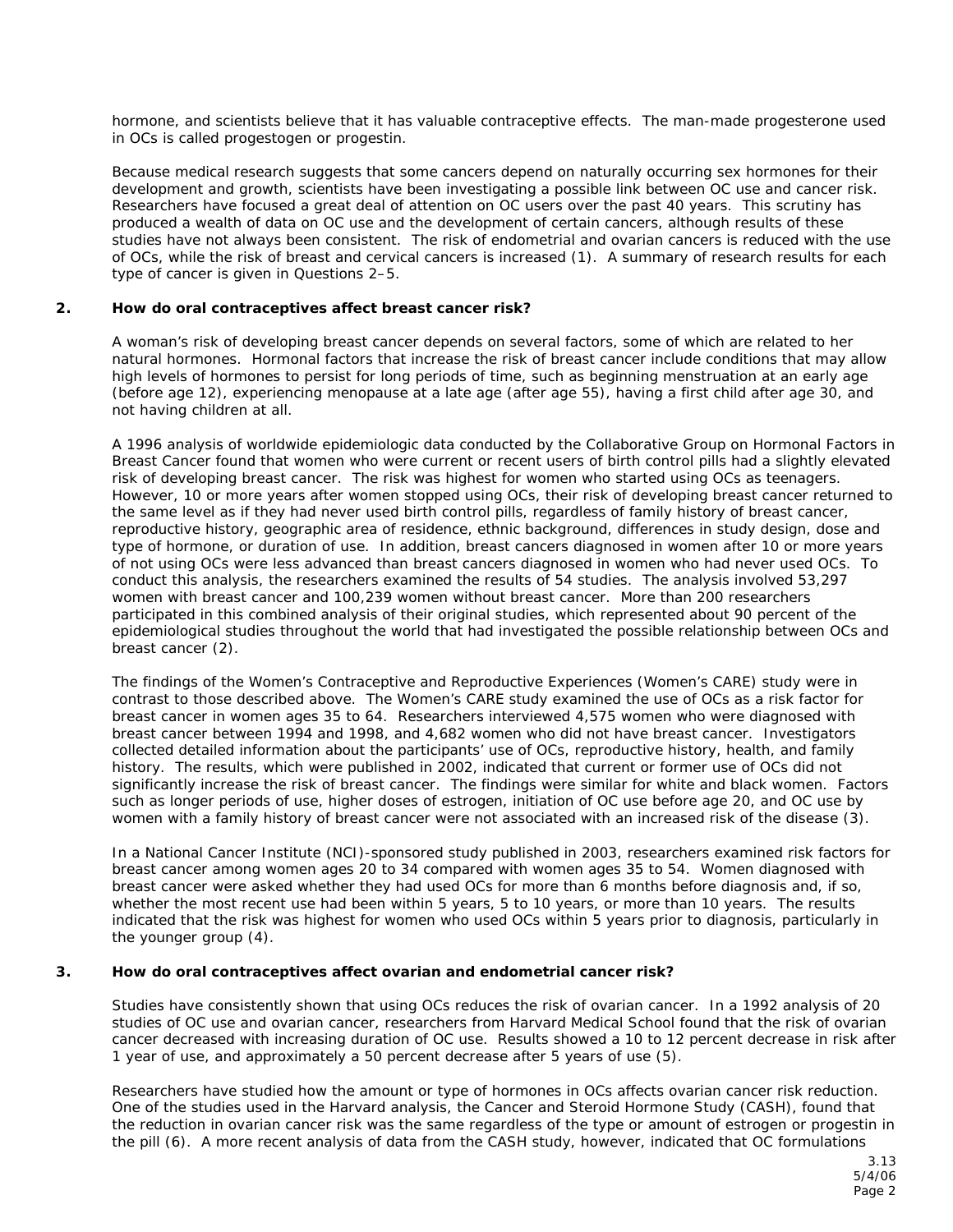hormone, and scientists believe that it has valuable contraceptive effects. The man-made progesterone used in OCs is called progestogen or progestin.

Because medical research suggests that some cancers depend on naturally occurring sex hormones for their development and growth, scientists have been investigating a possible link between OC use and cancer risk. Researchers have focused a great deal of attention on OC users over the past 40 years. This scrutiny has produced a wealth of data on OC use and the development of certain cancers, although results of these studies have not always been consistent. The risk of endometrial and ovarian cancers is reduced with the use of OCs, while the risk of breast and cervical cancers is increased (1). A summary of research results for each type of cancer is given in Questions 2–5.

## 2. How do oral contraceptives affect breast cancer risk?

A woman's risk of developing breast cancer depends on several factors, some of which are related to her natural hormones. Hormonal factors that increase the risk of breast cancer include conditions that may allow high levels of hormones to persist for long periods of time, such as beginning menstruation at an early age (before age 12), experiencing menopause at a late age (after age 55), having a first child after age 30, and not having children at all.

A 1996 analysis of worldwide epidemiologic data conducted by the Collaborative Group on Hormonal Factors in Breast Cancer found that women who were current or recent users of birth control pills had a slightly elevated risk of developing breast cancer. The risk was highest for women who started using OCs as teenagers. However, 10 or more years after women stopped using OCs, their risk of developing breast cancer returned to the same level as if they had never used birth control pills, regardless of family history of breast cancer, reproductive history, geographic area of residence, ethnic background, differences in study design, dose and type of hormone, or duration of use. In addition, breast cancers diagnosed in women after 10 or more years of not using OCs were less advanced than breast cancers diagnosed in women who had never used OCs. To conduct this analysis, the researchers examined the results of 54 studies. The analysis involved 53,297 women with breast cancer and 100,239 women without breast cancer. More than 200 researchers participated in this combined analysis of their original studies, which represented about 90 percent of the epidemiological studies throughout the world that had investigated the possible relationship between OCs and breast cancer (2).

The findings of the Women's Contraceptive and Reproductive Experiences (Women's CARE) study were in contrast to those described above. The Women's CARE study examined the use of OCs as a risk factor for breast cancer in women ages 35 to 64. Researchers interviewed 4,575 women who were diagnosed with breast cancer between 1994 and 1998, and 4,682 women who did not have breast cancer. Investigators collected detailed information about the participants' use of OCs, reproductive history, health, and family history. The results, which were published in 2002, indicated that current or former use of OCs did not significantly increase the risk of breast cancer. The findings were similar for white and black women. Factors such as longer periods of use, higher doses of estrogen, initiation of OC use before age 20, and OC use by women with a family history of breast cancer were not associated with an increased risk of the disease (3).

In a National Cancer Institute (NCI)-sponsored study published in 2003, researchers examined risk factors for breast cancer among women ages 20 to 34 compared with women ages 35 to 54. Women diagnosed with breast cancer were asked whether they had used OCs for more than 6 months before diagnosis and, if so, whether the most recent use had been within 5 years, 5 to 10 years, or more than 10 years. The results indicated that the risk was highest for women who used OCs within 5 years prior to diagnosis, particularly in the younger group (4).

## 3. How do oral contraceptives affect ovarian and endometrial cancer risk?

Studies have consistently shown that using OCs reduces the risk of ovarian cancer. In a 1992 analysis of 20 studies of OC use and ovarian cancer, researchers from Harvard Medical School found that the risk of ovarian cancer decreased with increasing duration of OC use. Results showed a 10 to 12 percent decrease in risk after 1 year of use, and approximately a 50 percent decrease after 5 years of use (5).

Researchers have studied how the amount or type of hormones in OCs affects ovarian cancer risk reduction. One of the studies used in the Harvard analysis, the Cancer and Steroid Hormone Study (CASH), found that the reduction in ovarian cancer risk was the same regardless of the type or amount of estrogen or progestin in the pill (6). A more recent analysis of data from the CASH study, however, indicated that OC formulations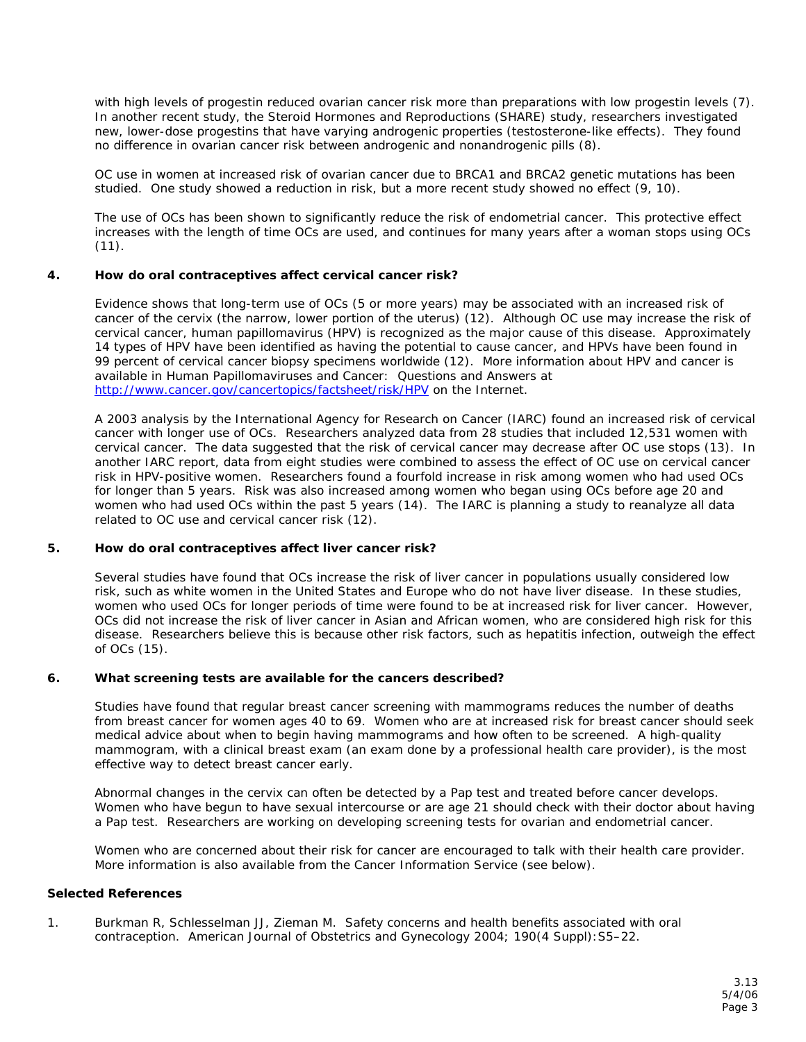with high levels of progestin reduced ovarian cancer risk more than preparations with low progestin levels (7). In another recent study, the Steroid Hormones and Reproductions (SHARE) study, researchers investigated new, lower-dose progestins that have varying androgenic properties (testosterone-like effects). They found no difference in ovarian cancer risk between androgenic and nonandrogenic pills (8).

OC use in women at increased risk of ovarian cancer due to BRCA1 and BRCA2 genetic mutations has been studied. One study showed a reduction in risk, but a more recent study showed no effect (9, 10).

The use of OCs has been shown to significantly reduce the risk of endometrial cancer. This protective effect increases with the length of time OCs are used, and continues for many years after a woman stops using OCs (11).

**4. How do oral contraceptives affect cervical cancer risk?**

Evidence shows that long-term use of OCs (5 or more years) may be associated with an increased risk of cancer of the cervix (the narrow, lower portion of the uterus) (12). Although OC use may increase the risk of cervical cancer, human papillomavirus (HPV) is recognized as the major cause of this disease. Approximately 14 types of HPV have been identified as having the potential to cause cancer, and HPVs have been found in 99 percent of cervical cancer biopsy specimens worldwide (12). More information about HPV and cancer is available in *Human Papillomaviruses and Cancer: Questions and Answers* at [http://www.cancer.gov/cancertopics/factsheet/risk/HPV](http://www.cancer.gov/cancertopics/factsheet/risk/HPV) on the Internet.

A 2003 analysis by the International Agency for Research on Cancer (IARC) found an increased risk of cervical cancer with longer use of OCs. Researchers analyzed data from 28 studies that included 12,531 women with cervical cancer. The data suggested that the risk of cervical cancer may decrease after OC use stops (13). In another IARC report, data from eight studies were combined to assess the effect of OC use on cervical cancer risk in HPV-positive women. Researchers found a fourfold increase in risk among women who had used OCs for longer than 5 years. Risk was also increased among women who began using OCs before age 20 and women who had used OCs within the past 5 years (14). The IARC is planning a study to reanalyze all data related to OC use and cervical cancer risk (12).

**5. How do oral contraceptives affect liver cancer risk?**

Several studies have found that OCs increase the risk of liver cancer in populations usually considered low risk, such as white women in the United States and Europe who do not have liver disease. In these studies, women who used OCs for longer periods of time were found to be at increased risk for liver cancer. However, OCs did not increase the risk of liver cancer in Asian and African women, who are considered high risk for this disease. Researchers believe this is because other risk factors, such as hepatitis infection, outweigh the effect of OCs (15).

**6. What screening tests are available for the cancers described?**

Studies have found that regular breast cancer screening with mammograms reduces the number of deaths from breast cancer for women ages 40 to 69. Women who are at increased risk for breast cancer should seek medical advice about when to begin having mammograms and how often to be screened. A high-quality mammogram, with a clinical breast exam (an exam done by a professional health care provider), is the most effective way to detect breast cancer early.

Abnormal changes in the cervix can often be detected by a Pap test and treated before cancer develops. Women who have begun to have sexual intercourse or are age 21 should check with their doctor about having a Pap test. Researchers are working on developing screening tests for ovarian and endometrial cancer.

Women who are concerned about their risk for cancer are encouraged to talk with their health care provider. More information is also available from the Cancer Information Service (see below).

### Selected References

1. Burkman R, Schlesselman JJ, Zieman M. Safety concerns and health benefits associated with oral contraception. *American Journal of Obstetrics and Gynecology* 2004; 190(4 Suppl):S5–22.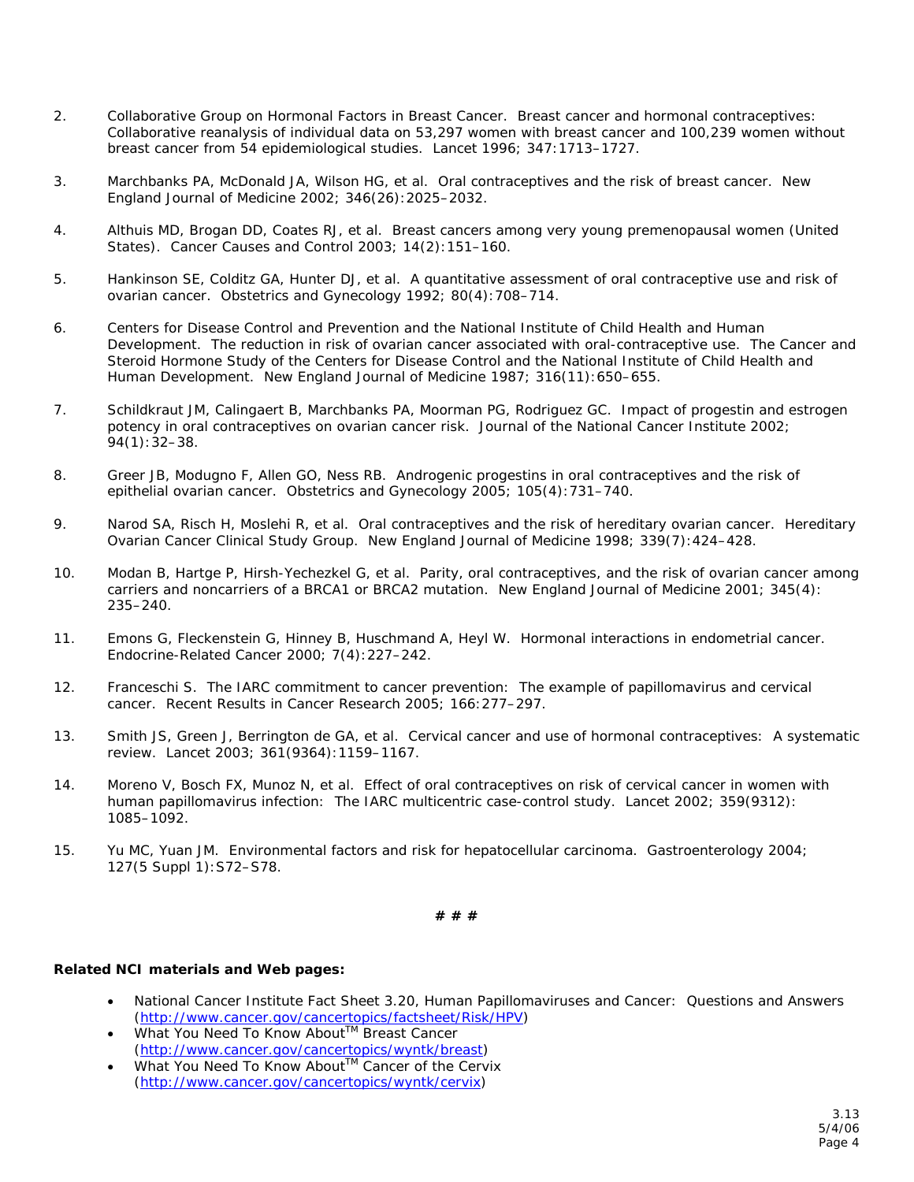2. Collaborative Group on Hormonal Factors in Breast Cancer. Breast cancer and hormonal contraceptives: Collaborative reanalysis of individual data on 53,297 women with breast cancer and 100,239 women without breast cancer from 54 epidemiological studies. Lancet 1996; 347:1713–1727.

3. Marchbanks PA, McDonald JA, Wilson HG, et al. Oral contraceptives and the risk of breast cancer. New England Journal of Medicine 2002; 346(26):2025–2032.

4. Althuis MD, Brogan DD, Coates RJ, et al. Breast cancers among very young premenopausal women (United States). Cancer Causes and Control 2003; 14(2):151–160.

5. Hankinson SE, Colditz GA, Hunter DJ, et al. A quantitative assessment of oral contraceptive use and risk of ovarian cancer. Obstetrics and Gynecology 1992; 80(4):708–714.

6. Centers for Disease Control and Prevention and the National Institute of Child Health and Human Development. The reduction in risk of ovarian cancer associated with oral-contraceptive use. The Cancer and Steroid Hormone Study of the Centers for Disease Control and the National Institute of Child Health and Human Development. New England Journal of Medicine 1987; 316(11):650–655.

7. Schildkraut JM, Calingaert B, Marchbanks PA, Moorman PG, Rodriguez GC. Impact of progestin and estrogen potency in oral contraceptives on ovarian cancer risk. Journal of the National Cancer Institute 2002; 94(1):32–38.

8. Greer JB, Modugno F, Allen GO, Ness RB. Androgenic progestins in oral contraceptives and the risk of epithelial ovarian cancer. Obstetrics and Gynecology 2005; 105(4):731–740.

9. Narod SA, Risch H, Moslehi R, et al. Oral contraceptives and the risk of hereditary ovarian cancer. Hereditary Ovarian Cancer Clinical Study Group. New England Journal of Medicine 1998; 339(7):424–428.

10. Modan B, Hartge P, Hirsh-Yechezkel G, et al. Parity, oral contraceptives, and the risk of ovarian cancer among carriers and noncarriers of a BRCA1 or BRCA2 mutation. New England Journal of Medicine 2001; 345(4): 235–240.

11. Emons G, Fleckenstein G, Hinney B, Huschmand A, Heyl W. Hormonal interactions in endometrial cancer. Endocrine-Related Cancer 2000; 7(4):227–242.

12. Franceschi S. The IARC commitment to cancer prevention: The example of papillomavirus and cervical cancer. Recent Results in Cancer Research 2005; 166:277–297.

13. Smith JS, Green J, Berrington de GA, et al. Cervical cancer and use of hormonal contraceptives: A systematic review. Lancet 2003; 361(9364):1159–1167.

14. Moreno V, Bosch FX, Munoz N, et al. Effect of oral contraceptives on risk of cervical cancer in women with human papillomavirus infection: The IARC multicentric case-control study. Lancet 2002; 359(9312): 1085–1092.

15. Yu MC, Yuan JM. Environmental factors and risk for hepatocellular carcinoma. Gastroenterology 2004; 127(5 Suppl 1):S72–S78.

**# # #**

**Related NCI materials and Web pages:**

- National Cancer Institute Fact Sheet 3.20, Human Papillomaviruses and Cancer: Questions and Answers (http://www.cancer.gov/cancertopics/factsheet/Risk/HPV)
- What You Need To Know About™ Breast Cancer (http://www.cancer.gov/cancertopics/wyntk/breast)
- What You Need To Know About™ Cancer of the Cervix (http://www.cancer.gov/cancertopics/wyntk/cervix)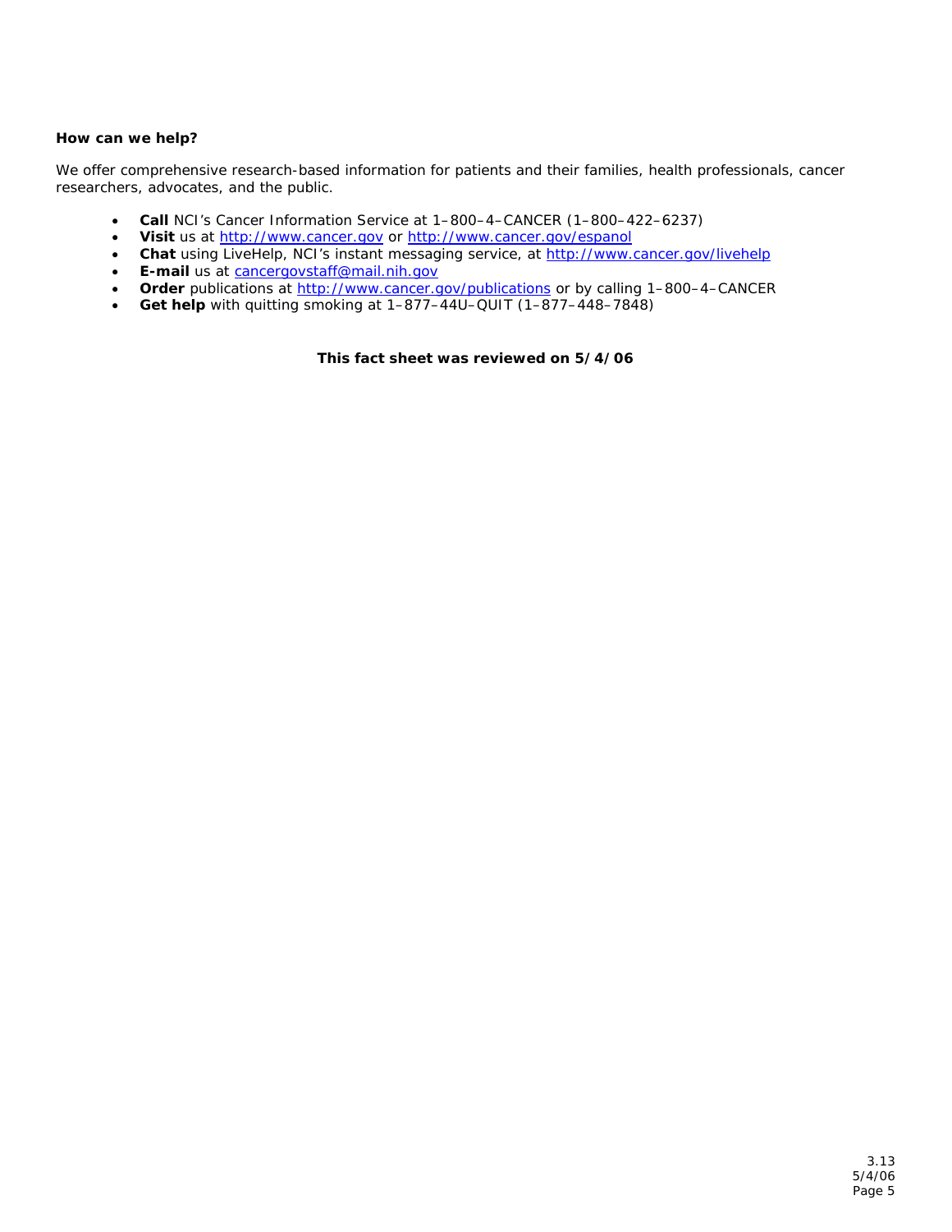**How can we help?**

We offer comprehensive research-based information for patients and their families, health professionals, cancer researchers, advocates, and the public.

- **Call** NCI's Cancer Information Service at 1–800–4–CANCER (1–800–422–6237)
- **Visit** us at http://www.cancer.gov or http://www.cancer.gov/espanol
- **Chat** using LiveHelp, NCI's instant messaging service, at http://www.cancer.gov/livehelp
- **E-mail** us at cancergovstaff@mail.nih.gov
- **Order** publications at http://www.cancer.gov/publications or by calling 1–800–4–CANCER
- **Get help** with quitting smoking at 1–877–44U–QUIT (1–877–448–7848)

**This fact sheet was reviewed on 5/4/06**